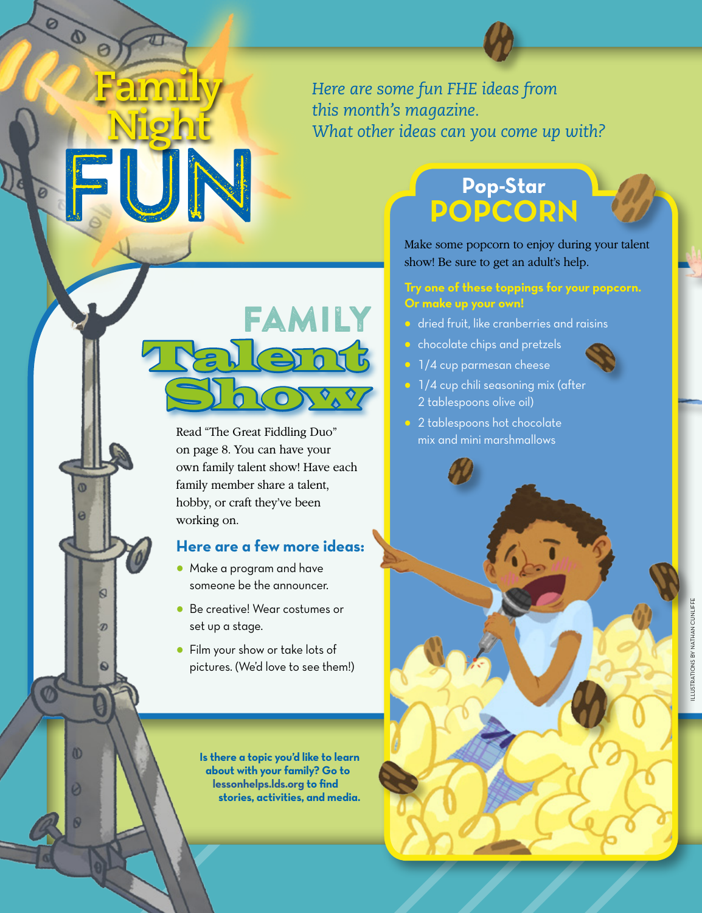# Family Night FUN

*Here are some fun FHE ideas from this month's magazine. What other ideas can you come up with?*

## FAMILY Talent Show

Read "The Great Fiddling Duo" on page 8. You can have your own family talent show! Have each family member share a talent, hobby, or craft they've been working on.

### Here are a few more ideas:

- Make a program and have someone be the announcer.
- Be creative! Wear costumes or set up a stage.
- Film your show or take lots of pictures. (We'd love to see them!)

**Is there a topic you'd like to learn about with your family? Go to lessonhelps.lds.org to find stories, activities, and media.**

## Pop-Star POPCORN

Make some popcorn to enjoy during your talent show! Be sure to get an adult's help.

**Try one of these toppings for your popcorn. Or make up your own!**

- dried fruit, like cranberries and raisins
- chocolate chips and pretzels
- 1/4 cup parmesan cheese
- 1/4 cup chili seasoning mix (after 2 tablespoons olive oil)
- 2 tablespoons hot chocolate mix and mini marshmallows

ILLUSTRATIONS BY NATHAN CUNLIFFE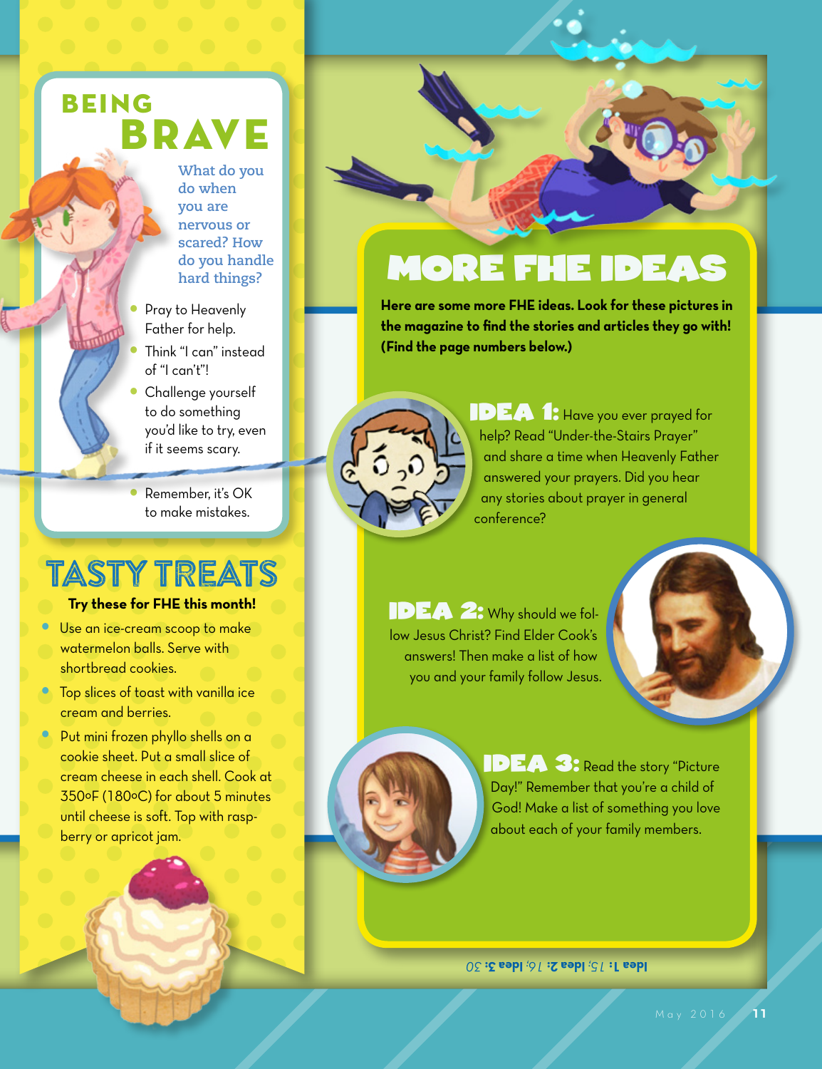## BEING BRAVE

What do you do when you are nervous or scared? How do you handle hard things?

- Pray to Heavenly Father for help.
- Think "I can" instead of "I can't"!
- Challenge yourself to do something you'd like to try, even if it seems scary.
- Remember, it's OK to make mistakes.

## TASTY TREATS

**Try these for FHE this month!**

- Use an ice-cream scoop to make watermelon balls. Serve with shortbread cookies.
- Top slices of toast with vanilla ice cream and berries.
- Put mini frozen phyllo shells on a cookie sheet. Put a small slice of cream cheese in each shell. Cook at 350oF (180oC) for about 5 minutes until cheese is soft. Top with raspberry or apricot jam.

# MORE FHE IDEAS

**Here are some more FHE ideas. Look for these pictures in the magazine to find the stories and articles they go with! (Find the page numbers below.)**

**IDEA 1:** Have you ever prayed for help? Read "Under-the-Stairs Prayer" and share a time when Heavenly Father answered your prayers. Did you hear any stories about prayer in general conference?

**IDEA 2:** Why should we follow Jesus Christ? Find Elder Cook's answers! Then make a list of how you and your family follow Jesus.

**IDEA 3:** Read the story "Picture Day!" Remember that you're a child of God! Make a list of something you love about each of your family members.

**Idea 1:** 15; **Idea 2:** 16; **Idea 3:** 30